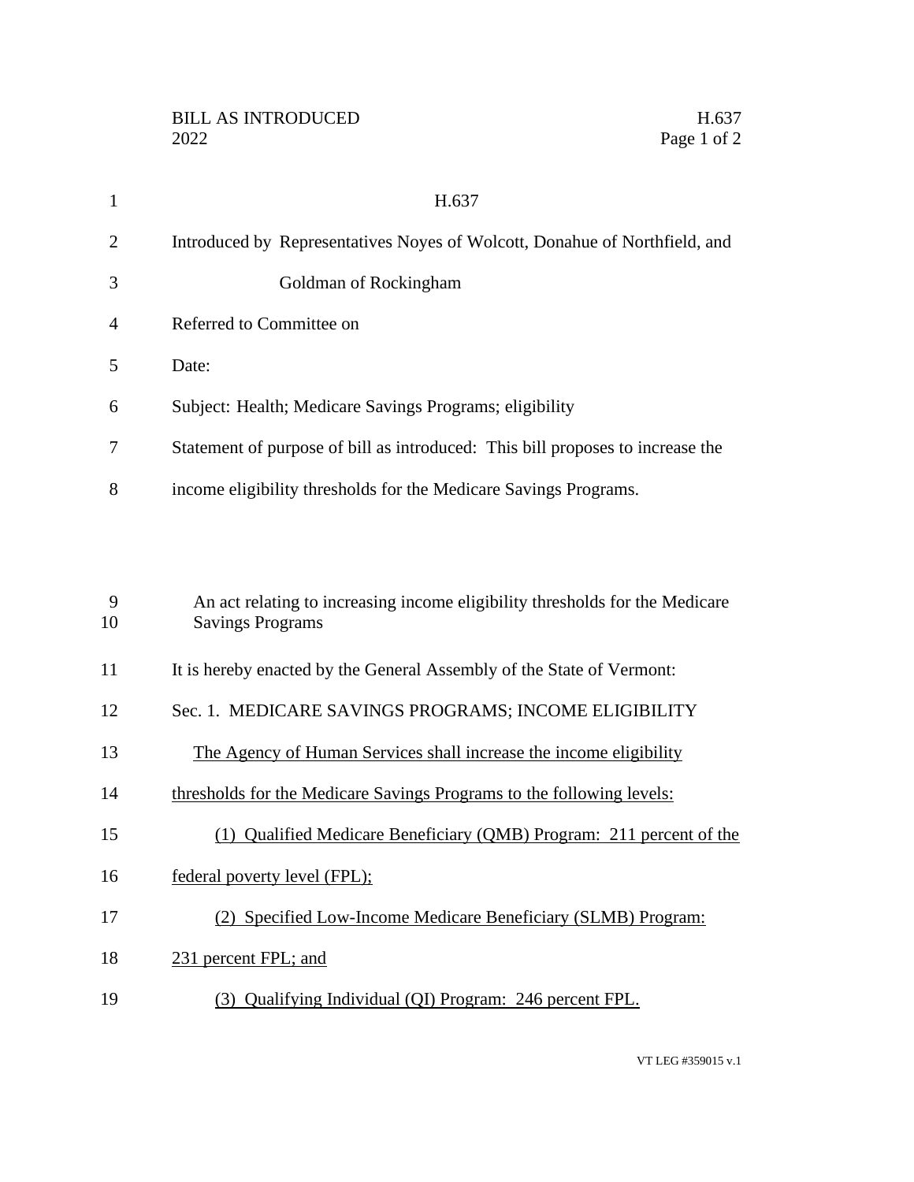BILL AS INTRODUCED H.637
2022

# H.637

Introduced by Representatives Noyes of Wolcott, Donahue of Northfield, and Goldman of Rockingham

Referred to Committee on

Date:

Subject: Health; Medicare Savings Programs; eligibility

Statement of purpose of bill as introduced: This bill proposes to increase the income eligibility thresholds for the Medicare Savings Programs.

An act relating to increasing income eligibility thresholds for the Medicare Savings Programs

It is hereby enacted by the General Assembly of the State of Vermont:

Sec. 1. MEDICARE SAVINGS PROGRAMS; INCOME ELIGIBILITY

The Agency of Human Services shall increase the income eligibility thresholds for the Medicare Savings Programs to the following levels:

(1) Qualified Medicare Beneficiary (QMB) Program: 211 percent of the federal poverty level (FPL);

(2) Specified Low-Income Medicare Beneficiary (SLMB) Program: 231 percent FPL; and

(3) Qualifying Individual (QI) Program: 246 percent FPL.

VT LEG #359015 v.1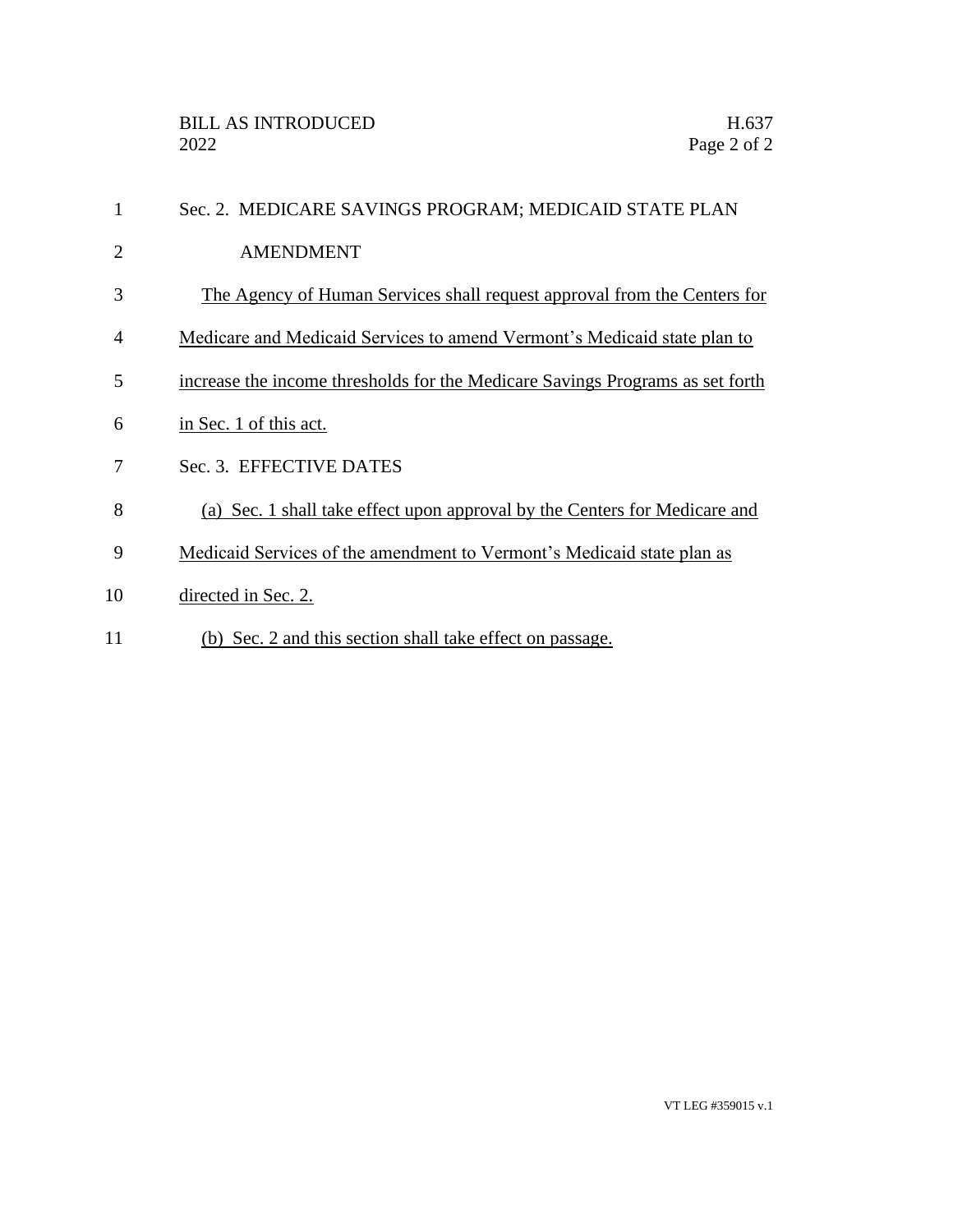Sec. 2. MEDICARE SAVINGS PROGRAM; MEDICAID STATE PLAN AMENDMENT

The Agency of Human Services shall request approval from the Centers for Medicare and Medicaid Services to amend Vermont's Medicaid state plan to increase the income thresholds for the Medicare Savings Programs as set forth in Sec. 1 of this act.

Sec. 3. EFFECTIVE DATES

(a) Sec. 1 shall take effect upon approval by the Centers for Medicare and Medicaid Services of the amendment to Vermont's Medicaid state plan as directed in Sec. 2.

(b) Sec. 2 and this section shall take effect on passage.